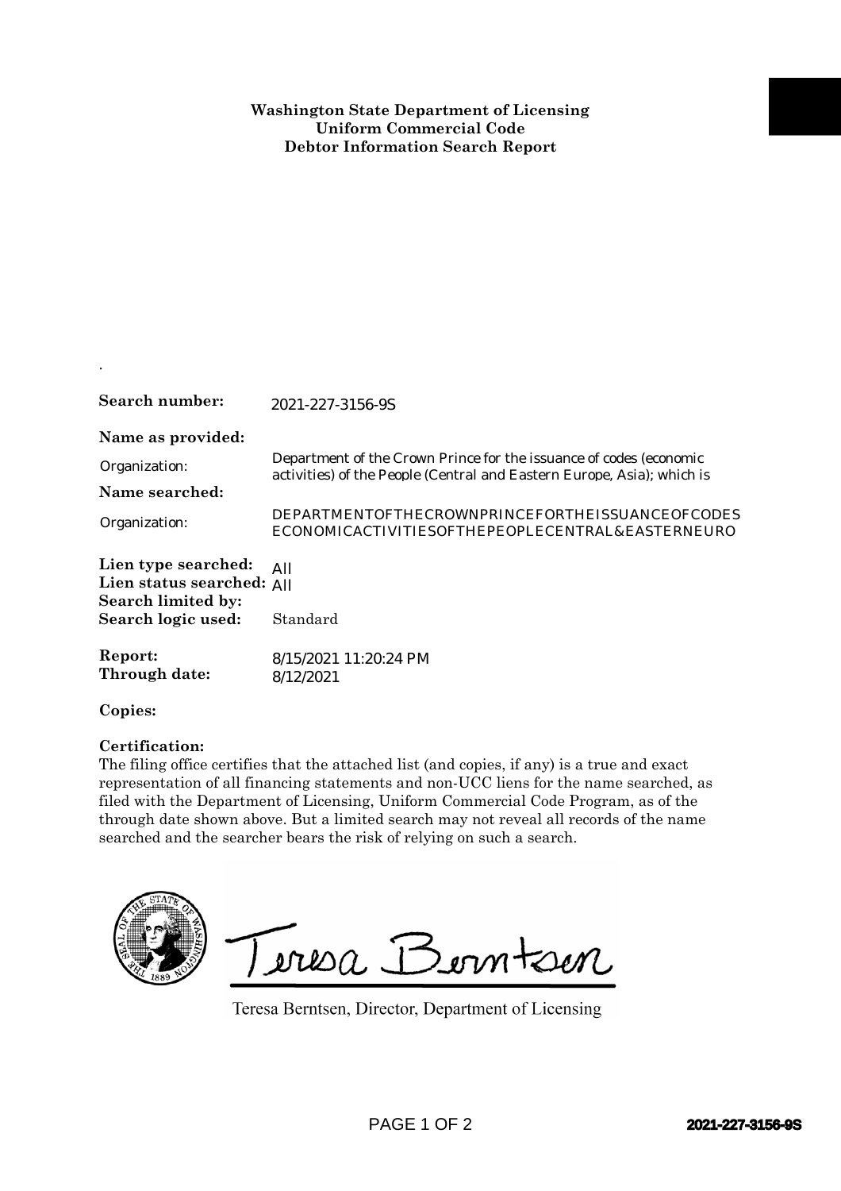**Washington State Department of Licensing**
**Uniform Commercial Code**
**Debtor Information Search Report**

.

**Search number:** 2021-227-3156-9S

**Name as provided:**

Organization: Department of the Crown Prince for the issuance of codes (economic activities) of the People (Central and Eastern Europe, Asia); which is

**Name searched:**

Organization: DEPARTMENTOFTHECROWNPRINCEFORTHEISSUANCEOFCODES ECONOMICACTIVITIESOFTHEPEOPLECENTRAL&EASTERNEURO

**Lien type searched:** All
**Lien status searched:** All
**Search limited by:**
**Search logic used:** Standard

**Report:** 8/15/2021 11:20:24 PM
**Through date:** 8/12/2021

**Copies:**

**Certification:**
The filing office certifies that the attached list (and copies, if any) is a true and exact representation of all financing statements and non-UCC liens for the name searched, as filed with the Department of Licensing, Uniform Commercial Code Program, as of the through date shown above. But a limited search may not reveal all records of the name searched and the searcher bears the risk of relying on such a search.

Teresa Berntsen

Teresa Berntsen, Director, Department of Licensing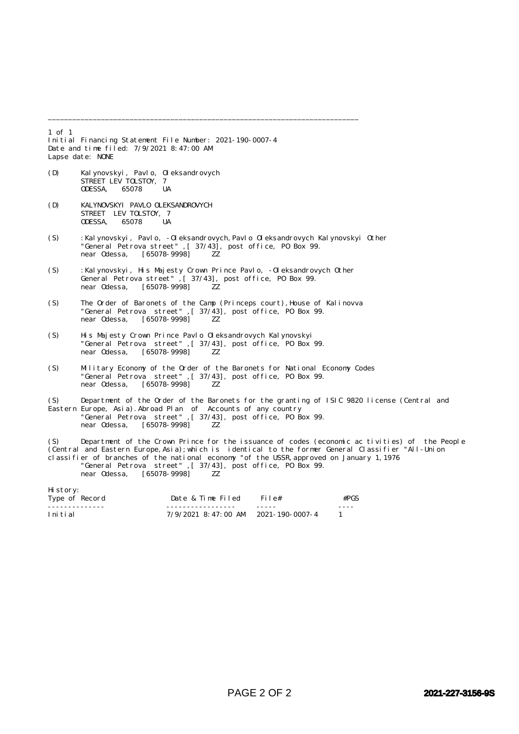---

1 of 1
Initial Financing Statement File Number: 2021-190-0007-4
Date and time filed: 7/9/2021 8:47:00 AM
Lapse date: NONE

(D) Kalynovskyi, Pavlo, Oleksandrovych
STREET LEV TOLSTOY, 7
ODESSA, 65078 UA

(D) KALYNOVSKYI PAVLO OLEKSANDROVYCH
STREET LEV TOLSTOY, 7
ODESSA, 65078 UA

(S) :Kalynovskyi, Pavlo, -Oleksandrovych,Pavlo Oleksandrovych Kalynovskyi Other
"General Petrova street" ,[ 37/43], post office, PO Box 99.
near Odessa, [65078-9998] ZZ

(S) :Kalynovskyi, His Majesty Crown Prince Pavlo, -Oleksandrovych Other
General Petrova street" ,[ 37/43], post office, PO Box 99.
near Odessa, [65078-9998] ZZ

(S) The Order of Baronets of the Camp (Princeps court),House of Kalinovva
"General Petrova street" ,[ 37/43], post office, PO Box 99.
near Odessa, [65078-9998] ZZ

(S) His Majesty Crown Prince Pavlo Oleksandrovych Kalynovskyi
"General Petrova street" ,[ 37/43], post office, PO Box 99.
near Odessa, [65078-9998] ZZ

(S) Military Economy of the Order of the Baronets for National Economy Codes
"General Petrova street" ,[ 37/43], post office, PO Box 99.
near Odessa, [65078-9998] ZZ

(S) Department of the Order of the Baronets for the granting of ISIC 9820 license (Central and Eastern Europe, Asia).Abroad Plan of Accounts of any country
"General Petrova street" ,[ 37/43], post office, PO Box 99.
near Odessa, [65078-9998] ZZ

(S) Department of the Crown Prince for the issuance of codes (economic ac tivities) of the People (Central and Eastern Europe,Asia);which is identical to the former General Classifier "All-Union classifier of branches of the national economy "of the USSR,approved on January 1,1976
"General Petrova street" ,[ 37/43], post office, PO Box 99.
near Odessa, [65078-9998] ZZ

History:

| Type of Record | Date & Time Filed | File# | #PGS |
|---|---|---|---|
| Initial | 7/9/2021 8:47:00 AM | 2021-190-0007-4 | 1 |

2021-227-3156-9S